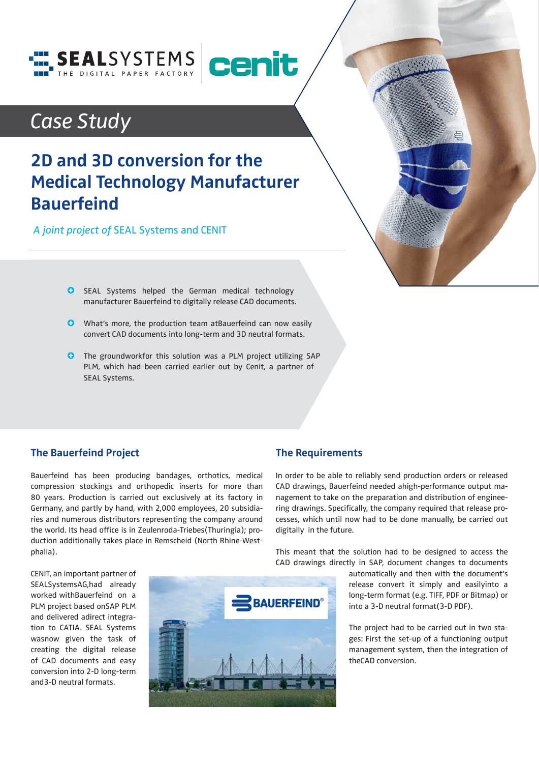SEALSYSTEMS THE DIGITAL PAPER FACTORY | cenit

# Case Study

## 2D and 3D conversion for the Medical Technology Manufacturer Bauerfeind

*A joint project of* SEAL Systems and CENIT

- SEAL Systems helped the German medical technology manufacturer Bauerfeind to digitally release CAD documents.
- What's more, the production team atBauerfeind can now easily convert CAD documents into long-term and 3D neutral formats.
- The groundworkfor this solution was a PLM project utilizing SAP PLM, which had been carried earlier out by Cenit, a partner of SEAL Systems.

### The Bauerfeind Project

Bauerfeind has been producing bandages, orthotics, medical compression stockings and orthopedic inserts for more than 80 years. Production is carried out exclusively at its factory in Germany, and partly by hand, with 2,000 employees, 20 subsidiaries and numerous distributors representing the company around the world. Its head office is in Zeulenroda-Triebes(Thuringia); production additionally takes place in Remscheid (North Rhine-Westphalia).

CENIT, an important partner of SEALSystemsAG,had already worked withBauerfeind on a PLM project based onSAP PLM and delivered adirect integration to CATIA. SEAL Systems wasnow given the task of creating the digital release of CAD documents and easy conversion into 2-D long-term and3-D neutral formats.

### The Requirements

In order to be able to reliably send production orders or released CAD drawings, Bauerfeind needed ahigh-performance output management to take on the preparation and distribution of engineering drawings. Specifically, the company required that release processes, which until now had to be done manually, be carried out digitally in the future.

This meant that the solution had to be designed to access the CAD drawings directly in SAP, document changes to documents automatically and then with the document's release convert it simply and easilyinto a long-term format (e.g. TIFF, PDF or Bitmap) or into a 3-D neutral format(3-D PDF).

The project had to be carried out in two stages: First the set-up of a functioning output management system, then the integration of theCAD conversion.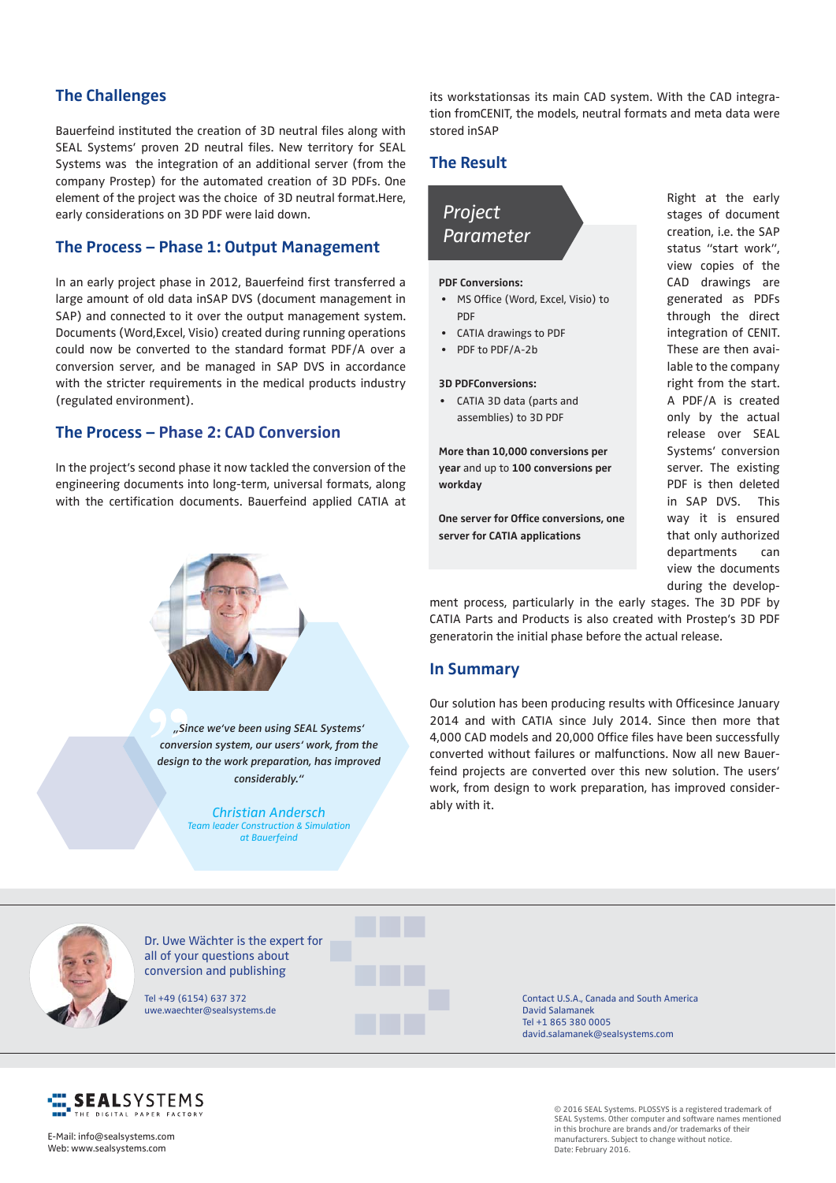## The Challenges

Bauerfeind instituted the creation of 3D neutral files along with SEAL Systems' proven 2D neutral files. New territory for SEAL Systems was the integration of an additional server (from the company Prostep) for the automated creation of 3D PDFs. One element of the project was the choice of 3D neutral format.Here, early considerations on 3D PDF were laid down.

## The Process – Phase 1: Output Management

In an early project phase in 2012, Bauerfeind first transferred a large amount of old data inSAP DVS (document management in SAP) and connected to it over the output management system. Documents (Word,Excel, Visio) created during running operations could now be converted to the standard format PDF/A over a conversion server, and be managed in SAP DVS in accordance with the stricter requirements in the medical products industry (regulated environment).

## The Process – Phase 2: CAD Conversion

In the project's second phase it now tackled the conversion of the engineering documents into long-term, universal formats, along with the certification documents. Bauerfeind applied CATIA at its workstationsas its main CAD system. With the CAD integration fromCENIT, the models, neutral formats and meta data were stored inSAP

*„Since we've been using SEAL Systems' conversion system, our users' work, from the design to the work preparation, has improved considerably."*

*Christian Andersch*
*Team leader Construction & Simulation at Bauerfeind*

## The Result

*Project Parameter*

**PDF Conversions:**

- MS Office (Word, Excel, Visio) to PDF
- CATIA drawings to PDF
- PDF to PDF/A-2b

**3D PDFConversions:**

- CATIA 3D data (parts and assemblies) to 3D PDF

**More than 10,000 conversions per year** and up to **100 conversions per workday**

**One server for Office conversions, one server for CATIA applications**

Right at the early stages of document creation, i.e. the SAP status "start work", view copies of the CAD drawings are generated as PDFs through the direct integration of CENIT. These are then available to the company right from the start. A PDF/A is created only by the actual release over SEAL Systems' conversion server. The existing PDF is then deleted in SAP DVS. This way it is ensured that only authorized departments can view the documents during the development process, particularly in the early stages. The 3D PDF by CATIA Parts and Products is also created with Prostep's 3D PDF generatorin the initial phase before the actual release.

## In Summary

Our solution has been producing results with Officesince January 2014 and with CATIA since July 2014. Since then more that 4,000 CAD models and 20,000 Office files have been successfully converted without failures or malfunctions. Now all new Bauerfeind projects are converted over this new solution. The users' work, from design to work preparation, has improved considerably with it.

Dr. Uwe Wächter is the expert for all of your questions about conversion and publishing

Tel +49 (6154) 637 372
uwe.waechter@sealsystems.de

Contact U.S.A., Canada and South America
David Salamanek
Tel +1 865 380 0005
david.salamanek@sealsystems.com

SEALSYSTEMS
THE DIGITAL PAPER FACTORY

E-Mail: info@sealsystems.com
Web: www.sealsystems.com

© 2016 SEAL Systems. PLOSSYS is a registered trademark of SEAL Systems. Other computer and software names mentioned in this brochure are brands and/or trademarks of their manufacturers. Subject to change without notice.
Date: February 2016.